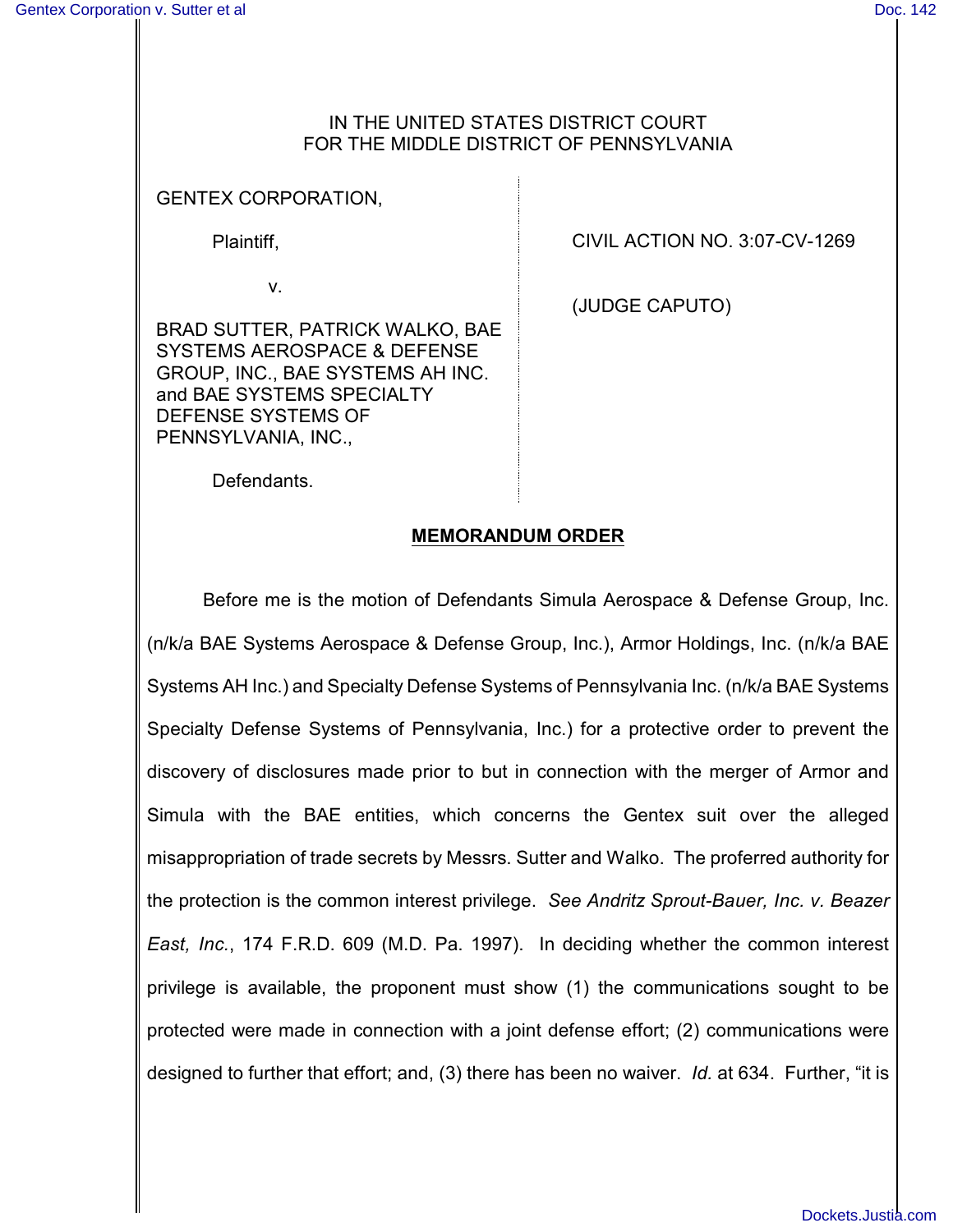IN THE UNITED STATES DISTRICT COURT
FOR THE MIDDLE DISTRICT OF PENNSYLVANIA

GENTEX CORPORATION,

Plaintiff,

v.

BRAD SUTTER, PATRICK WALKO, BAE SYSTEMS AEROSPACE & DEFENSE GROUP, INC., BAE SYSTEMS AH INC. and BAE SYSTEMS SPECIALTY DEFENSE SYSTEMS OF PENNSYLVANIA, INC.,

Defendants.

CIVIL ACTION NO. 3:07-CV-1269

(JUDGE CAPUTO)

## MEMORANDUM ORDER

Before me is the motion of Defendants Simula Aerospace & Defense Group, Inc. (n/k/a BAE Systems Aerospace & Defense Group, Inc.), Armor Holdings, Inc. (n/k/a BAE Systems AH Inc.) and Specialty Defense Systems of Pennsylvania Inc. (n/k/a BAE Systems Specialty Defense Systems of Pennsylvania, Inc.) for a protective order to prevent the discovery of disclosures made prior to but in connection with the merger of Armor and Simula with the BAE entities, which concerns the Gentex suit over the alleged misappropriation of trade secrets by Messrs. Sutter and Walko. The proferred authority for the protection is the common interest privilege. *See Andritz Sprout-Bauer, Inc. v. Beazer East, Inc.*, 174 F.R.D. 609 (M.D. Pa. 1997). In deciding whether the common interest privilege is available, the proponent must show (1) the communications sought to be protected were made in connection with a joint defense effort; (2) communications were designed to further that effort; and, (3) there has been no waiver. *Id.* at 634. Further, "it is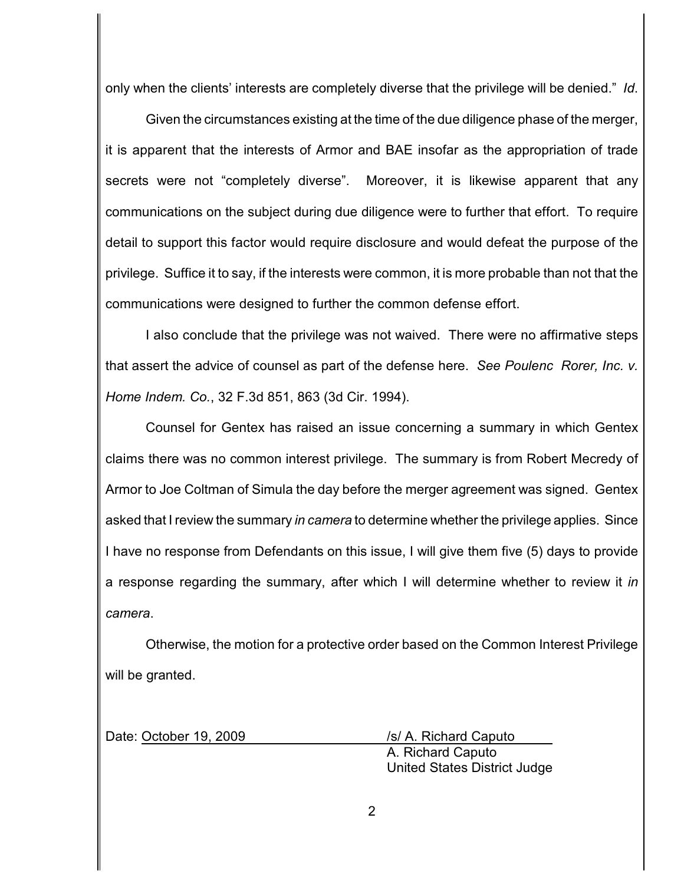only when the clients' interests are completely diverse that the privilege will be denied." *Id*.

Given the circumstances existing at the time of the due diligence phase of the merger, it is apparent that the interests of Armor and BAE insofar as the appropriation of trade secrets were not "completely diverse". Moreover, it is likewise apparent that any communications on the subject during due diligence were to further that effort. To require detail to support this factor would require disclosure and would defeat the purpose of the privilege. Suffice it to say, if the interests were common, it is more probable than not that the communications were designed to further the common defense effort.

I also conclude that the privilege was not waived. There were no affirmative steps that assert the advice of counsel as part of the defense here. *See Poulenc Rorer, Inc. v. Home Indem. Co.*, 32 F.3d 851, 863 (3d Cir. 1994).

Counsel for Gentex has raised an issue concerning a summary in which Gentex claims there was no common interest privilege. The summary is from Robert Mecredy of Armor to Joe Coltman of Simula the day before the merger agreement was signed. Gentex asked that I review the summary *in camera* to determine whether the privilege applies. Since I have no response from Defendants on this issue, I will give them five (5) days to provide a response regarding the summary, after which I will determine whether to review it *in camera*.

Otherwise, the motion for a protective order based on the Common Interest Privilege will be granted.

Date: October 19, 2009

/s/ A. Richard Caputo
A. Richard Caputo
United States District Judge